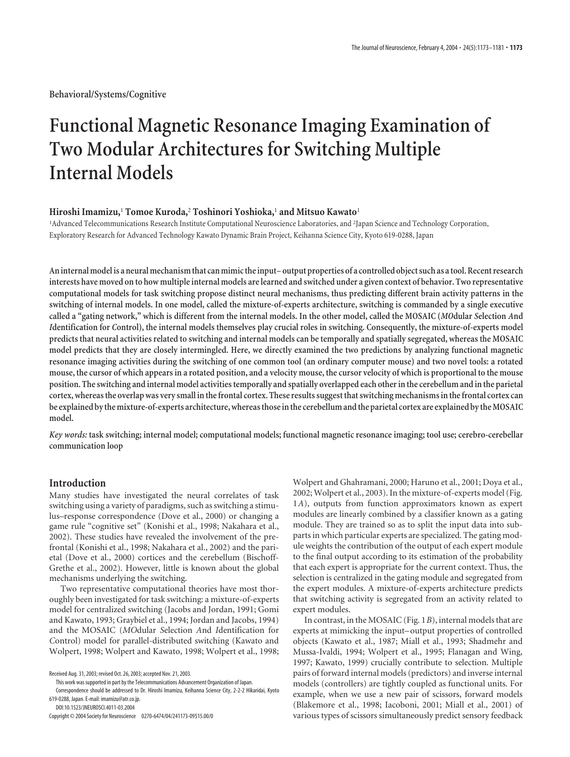Behavioral/Systems/Cognitive

# Functional Magnetic Resonance Imaging Examination of Two Modular Architectures for Switching Multiple Internal Models

**Hiroshi Imamizu,[1] Tomoe Kuroda,[2] Toshinori Yoshioka,[1] and Mitsuo Kawato[1]**

[1]Advanced Telecommunications Research Institute Computational Neuroscience Laboratories, and [2]Japan Science and Technology Corporation, Exploratory Research for Advanced Technology Kawato Dynamic Brain Project, Keihanna Science City, Kyoto 619-0288, Japan

**An internal model is a neural mechanism that can mimic the input–output properties of a controlled object such as a tool. Recent research interests have moved on to how multiple internal models are learned and switched under a given context of behavior. Two representative computational models for task switching propose distinct neural mechanisms, thus predicting different brain activity patterns in the switching of internal models. In one model, called the mixture-of-experts architecture, switching is commanded by a single executive called a "gating network," which is different from the internal models. In the other model, called the MOSAIC (*MO*dular *S*election *A*nd *I*dentification for *C*ontrol), the internal models themselves play crucial roles in switching. Consequently, the mixture-of-experts model predicts that neural activities related to switching and internal models can be temporally and spatially segregated, whereas the MOSAIC model predicts that they are closely intermingled. Here, we directly examined the two predictions by analyzing functional magnetic resonance imaging activities during the switching of one common tool (an ordinary computer mouse) and two novel tools: a rotated mouse, the cursor of which appears in a rotated position, and a velocity mouse, the cursor velocity of which is proportional to the mouse position. The switching and internal model activities temporally and spatially overlapped each other in the cerebellum and in the parietal cortex, whereas the overlap was very small in the frontal cortex. These results suggest that switching mechanisms in the frontal cortex can be explained by the mixture-of-experts architecture, whereas those in the cerebellum and the parietal cortex are explained by the MOSAIC model.**

*Key words:* **task switching; internal model; computational models; functional magnetic resonance imaging; tool use; cerebro-cerebellar communication loop**

## Introduction

Many studies have investigated the neural correlates of task switching using a variety of paradigms, such as switching a stimulus–response correspondence (Dove et al., 2000) or changing a game rule "cognitive set" (Konishi et al., 1998; Nakahara et al., 2002). These studies have revealed the involvement of the prefrontal (Konishi et al., 1998; Nakahara et al., 2002) and the parietal (Dove et al., 2000) cortices and the cerebellum (Bischoff-Grethe et al., 2002). However, little is known about the global mechanisms underlying the switching.

Two representative computational theories have most thoroughly been investigated for task switching: a mixture-of-experts model for centralized switching (Jacobs and Jordan, 1991; Gomi and Kawato, 1993; Graybiel et al., 1994; Jordan and Jacobs, 1994) and the MOSAIC (*MO*dular *S*election *A*nd *I*dentification for *C*ontrol) model for parallel-distributed switching (Kawato and Wolpert, 1998; Wolpert and Kawato, 1998; Wolpert et al., 1998; Wolpert and Ghahramani, 2000; Haruno et al., 2001; Doya et al., 2002; Wolpert et al., 2003). In the mixture-of-experts model (Fig. 1*A*), outputs from function approximators known as expert modules are linearly combined by a classifier known as a gating module. They are trained so as to split the input data into subparts in which particular experts are specialized. The gating module weights the contribution of the output of each expert module to the final output according to its estimation of the probability that each expert is appropriate for the current context. Thus, the selection is centralized in the gating module and segregated from the expert modules. A mixture-of-experts architecture predicts that switching activity is segregated from an activity related to expert modules.

In contrast, in the MOSAIC (Fig. 1*B*), internal models that are experts at mimicking the input–output properties of controlled objects (Kawato et al., 1987; Miall et al., 1993; Shadmehr and Mussa-Ivaldi, 1994; Wolpert et al., 1995; Flanagan and Wing, 1997; Kawato, 1999) crucially contribute to selection. Multiple pairs of forward internal models (predictors) and inverse internal models (controllers) are tightly coupled as functional units. For example, when we use a new pair of scissors, forward models (Blakemore et al., 1998; Iacoboni, 2001; Miall et al., 2001) of various types of scissors simultaneously predict sensory feedback

Received Aug. 31, 2003; revised Oct. 26, 2003; accepted Nov. 21, 2003.

This work was supported in part by the Telecommunications Advancement Organization of Japan.

Correspondence should be addressed to Dr. Hiroshi Imamizu, Keihanna Science City, 2-2-2 Hikaridai, Kyoto 619-0288, Japan. E-mail: imamizu@atr.co.jp.

DOI:10.1523/JNEUROSCI.4011-03.2004

Copyright © 2004 Society for Neuroscience 0270-6474/04/241173-09$15.00/0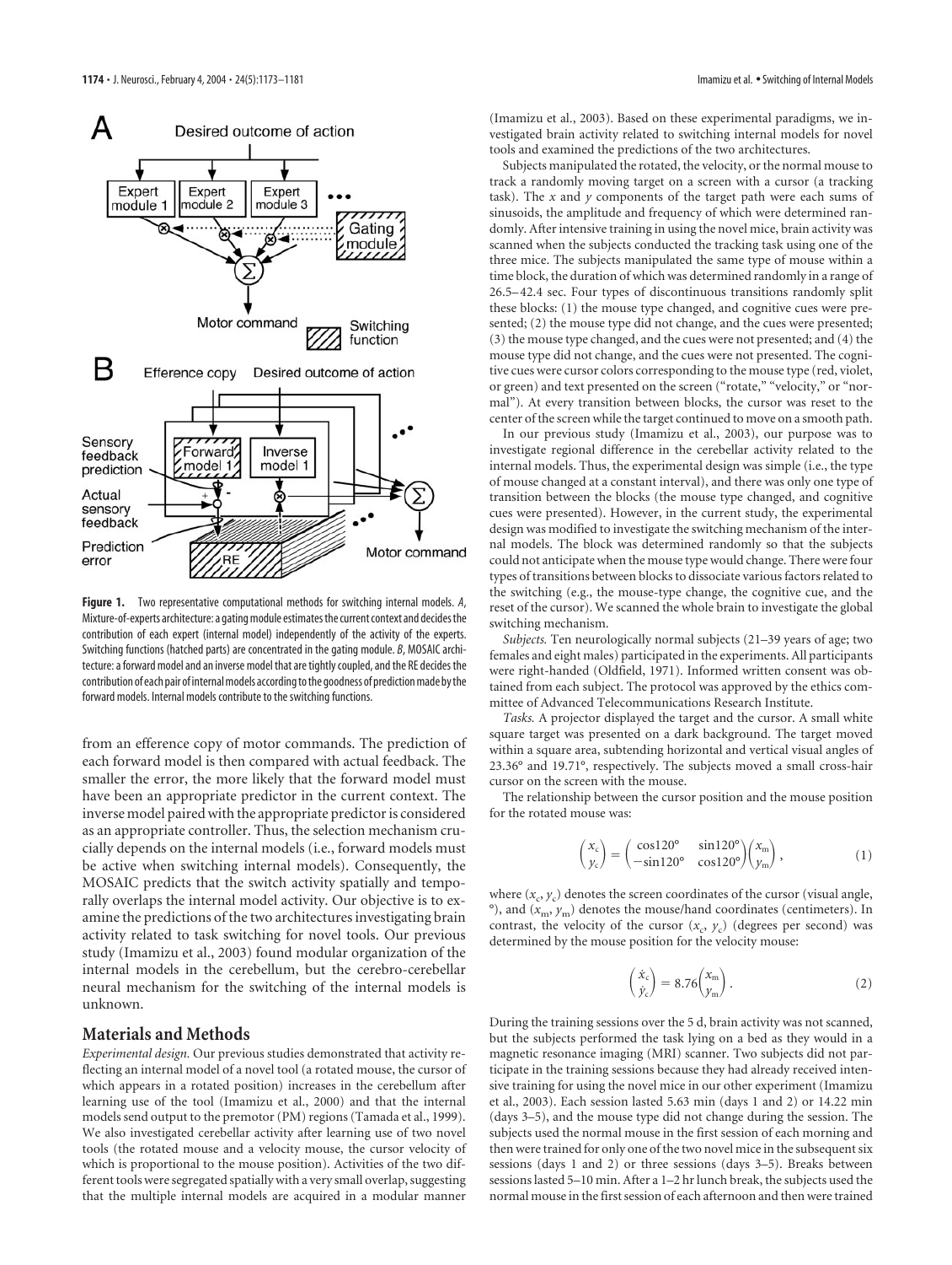A

Desired outcome of action

Expert module 1

Expert module 2

Expert module 3

Gating module

Motor command

Switching function

B

Efference copy

Desired outcome of action

Sensory feedback prediction

Forward model 1

Inverse model 1

Actual sensory feedback

Prediction error

RE

Motor command

**Figure 1.** Two representative computational methods for switching internal models. *A*, Mixture-of-experts architecture: a gating module estimates the current context and decides the contribution of each expert (internal model) independently of the activity of the experts. Switching functions (hatched parts) are concentrated in the gating module. *B*, MOSAIC architecture: a forward model and an inverse model that are tightly coupled, and the RE decides the contribution of each pair of internal models according to the goodness of prediction made by the forward models. Internal models contribute to the switching functions.

from an efference copy of motor commands. The prediction of each forward model is then compared with actual feedback. The smaller the error, the more likely that the forward model must have been an appropriate predictor in the current context. The inverse model paired with the appropriate predictor is considered as an appropriate controller. Thus, the selection mechanism crucially depends on the internal models (i.e., forward models must be active when switching internal models). Consequently, the MOSAIC predicts that the switch activity spatially and temporally overlaps the internal model activity. Our objective is to examine the predictions of the two architectures investigating brain activity related to task switching for novel tools. Our previous study (Imamizu et al., 2003) found modular organization of the internal models in the cerebellum, but the cerebro-cerebellar neural mechanism for the switching of the internal models is unknown.

## Materials and Methods

*Experimental design.* Our previous studies demonstrated that activity reflecting an internal model of a novel tool (a rotated mouse, the cursor of which appears in a rotated position) increases in the cerebellum after learning use of the tool (Imamizu et al., 2000) and that the internal models send output to the premotor (PM) regions (Tamada et al., 1999). We also investigated cerebellar activity after learning use of two novel tools (the rotated mouse and a velocity mouse, the cursor velocity of which is proportional to the mouse position). Activities of the two different tools were segregated spatially with a very small overlap, suggesting that the multiple internal models are acquired in a modular manner (Imamizu et al., 2003). Based on these experimental paradigms, we investigated brain activity related to switching internal models for novel tools and examined the predictions of the two architectures.

Subjects manipulated the rotated, the velocity, or the normal mouse to track a randomly moving target on a screen with a cursor (a tracking task). The $x$ and $y$ components of the target path were each sums of sinusoids, the amplitude and frequency of which were determined randomly. After intensive training in using the novel mice, brain activity was scanned when the subjects conducted the tracking task using one of the three mice. The subjects manipulated the same type of mouse within a time block, the duration of which was determined randomly in a range of 26.5–42.4 sec. Four types of discontinuous transitions randomly split these blocks: (1) the mouse type changed, and cognitive cues were presented; (2) the mouse type did not change, and the cues were presented; (3) the mouse type changed, and the cues were not presented; and (4) the mouse type did not change, and the cues were not presented. The cognitive cues were cursor colors corresponding to the mouse type (red, violet, or green) and text presented on the screen ("rotate," "velocity," or "normal"). At every transition between blocks, the cursor was reset to the center of the screen while the target continued to move on a smooth path.

In our previous study (Imamizu et al., 2003), our purpose was to investigate regional difference in the cerebellar activity related to the internal models. Thus, the experimental design was simple (i.e., the type of mouse changed at a constant interval), and there was only one type of transition between the blocks (the mouse type changed, and cognitive cues were presented). However, in the current study, the experimental design was modified to investigate the switching mechanism of the internal models. The block was determined randomly so that the subjects could not anticipate when the mouse type would change. There were four types of transitions between blocks to dissociate various factors related to the switching (e.g., the mouse-type change, the cognitive cue, and the reset of the cursor). We scanned the whole brain to investigate the global switching mechanism.

*Subjects.* Ten neurologically normal subjects (21–39 years of age; two females and eight males) participated in the experiments. All participants were right-handed (Oldfield, 1971). Informed written consent was obtained from each subject. The protocol was approved by the ethics committee of Advanced Telecommunications Research Institute.

*Tasks.* A projector displayed the target and the cursor. A small white square target was presented on a dark background. The target moved within a square area, subtending horizontal and vertical visual angles of 23.36° and 19.71°, respectively. The subjects moved a small cross-hair cursor on the screen with the mouse.

The relationship between the cursor position and the mouse position for the rotated mouse was:

$$\begin{pmatrix} x_c \\ y_c \end{pmatrix} = \begin{pmatrix} \cos 120° & \sin 120° \\ -\sin 120° & \cos 120° \end{pmatrix} \begin{pmatrix} x_m \\ y_m \end{pmatrix}, \tag{1}$$

where ($x_c$, $y_c$) denotes the screen coordinates of the cursor (visual angle, °), and ($x_m$, $y_m$) denotes the mouse/hand coordinates (centimeters). In contrast, the velocity of the cursor ($\dot{x}_c$, $\dot{y}_c$) (degrees per second) was determined by the mouse position for the velocity mouse:

$$\begin{pmatrix} \dot{x}_c \\ \dot{y}_c \end{pmatrix} = 8.76 \begin{pmatrix} x_m \\ y_m \end{pmatrix}. \tag{2}$$

During the training sessions over the 5 d, brain activity was not scanned, but the subjects performed the task lying on a bed as they would in a magnetic resonance imaging (MRI) scanner. Two subjects did not participate in the training sessions because they had already received intensive training for using the novel mice in our other experiment (Imamizu et al., 2003). Each session lasted 5.63 min (days 1 and 2) or 14.22 min (days 3–5), and the mouse type did not change during the session. The subjects used the normal mouse in the first session of each morning and then were trained for only one of the two novel mice in the subsequent six sessions (days 1 and 2) or three sessions (days 3–5). Breaks between sessions lasted 5–10 min. After a 1–2 hr lunch break, the subjects used the normal mouse in the first session of each afternoon and then were trained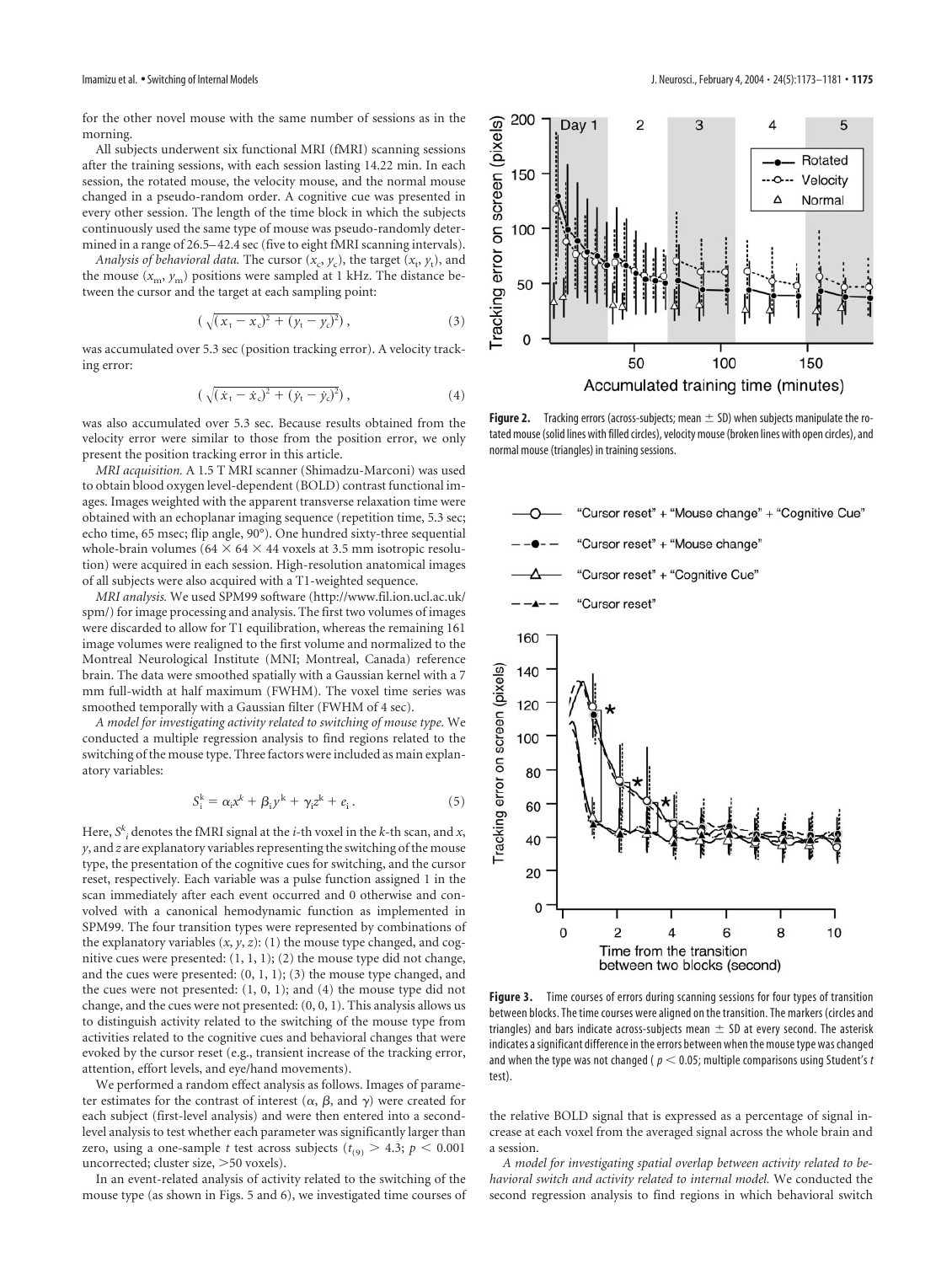for the other novel mouse with the same number of sessions as in the morning.

All subjects underwent six functional MRI (fMRI) scanning sessions after the training sessions, with each session lasting 14.22 min. In each session, the rotated mouse, the velocity mouse, and the normal mouse changed in a pseudo-random order. A cognitive cue was presented in every other session. The length of the time block in which the subjects continuously used the same type of mouse was pseudo-randomly determined in a range of 26.5–42.4 sec (five to eight fMRI scanning intervals).

*Analysis of behavioral data.* The cursor ($x_c$, $y_c$), the target ($x_t$, $y_t$), and the mouse ($x_m$, $y_m$) positions were sampled at 1 kHz. The distance between the cursor and the target at each sampling point:

$$\left(\sqrt{(x_t - x_c)^2 + (y_t - y_c)^2}\right), \tag{3}$$

was accumulated over 5.3 sec (position tracking error). A velocity tracking error:

$$\left(\sqrt{(\dot{x}_t - \dot{x}_c)^2 + (\dot{y}_t - \dot{y}_c)^2}\right), \tag{4}$$

was also accumulated over 5.3 sec. Because results obtained from the velocity error were similar to those from the position error, we only present the position tracking error in this article.

*MRI acquisition.* A 1.5 T MRI scanner (Shimadzu-Marconi) was used to obtain blood oxygen level-dependent (BOLD) contrast functional images. Images weighted with the apparent transverse relaxation time were obtained with an echoplanar imaging sequence (repetition time, 5.3 sec; echo time, 65 msec; flip angle, 90°). One hundred sixty-three sequential whole-brain volumes (64 × 64 × 44 voxels at 3.5 mm isotropic resolution) were acquired in each session. High-resolution anatomical images of all subjects were also acquired with a T1-weighted sequence.

*MRI analysis.* We used SPM99 software (http://www.fil.ion.ucl.ac.uk/spm/) for image processing and analysis. The first two volumes of images were discarded to allow for T1 equilibration, whereas the remaining 161 image volumes were realigned to the first volume and normalized to the Montreal Neurological Institute (MNI; Montreal, Canada) reference brain. The data were smoothed spatially with a Gaussian kernel with a 7 mm full-width at half maximum (FWHM). The voxel time series was smoothed temporally with a Gaussian filter (FWHM of 4 sec).

*A model for investigating activity related to switching of mouse type.* We conducted a multiple regression analysis to find regions related to the switching of the mouse type. Three factors were included as main explanatory variables:

$$S_i^k = \alpha_i x^k + \beta_i y^k + \gamma_i z^k + e_i. \tag{5}$$

Here, $S_i^k$ denotes the fMRI signal at the $i$-th voxel in the $k$-th scan, and $x$, $y$, and $z$ are explanatory variables representing the switching of the mouse type, the presentation of the cognitive cues for switching, and the cursor reset, respectively. Each variable was a pulse function assigned 1 in the scan immediately after each event occurred and 0 otherwise and convolved with a canonical hemodynamic function as implemented in SPM99. The four transition types were represented by combinations of the explanatory variables ($x$, $y$, $z$): (1) the mouse type changed, and cognitive cues were presented: (1, 1, 1); (2) the mouse type did not change, and the cues were presented: (0, 1, 1); (3) the mouse type changed, and the cues were not presented: (1, 0, 1); and (4) the mouse type did not change, and the cues were not presented: (0, 0, 1). This analysis allows us to distinguish activity related to the switching of the mouse type from activities related to the cognitive cues and behavioral changes that were evoked by the cursor reset (e.g., transient increase of the tracking error, attention, effort levels, and eye/hand movements).

We performed a random effect analysis as follows. Images of parameter estimates for the contrast of interest ($\alpha$, $\beta$, and $\gamma$) were created for each subject (first-level analysis) and were then entered into a second-level analysis to test whether each parameter was significantly larger than zero, using a one-sample $t$ test across subjects ($t_{(9)} > 4.3$; $p < 0.001$ uncorrected; cluster size, >50 voxels).

In an event-related analysis of activity related to the switching of the mouse type (as shown in Figs. 5 and 6), we investigated time courses of the relative BOLD signal that is expressed as a percentage of signal increase at each voxel from the averaged signal across the whole brain and a session.

*A model for investigating spatial overlap between activity related to behavioral switch and activity related to internal model.* We conducted the second regression analysis to find regions in which behavioral switch

**Figure 2.** Tracking errors (across-subjects; mean ± SD) when subjects manipulate the rotated mouse (solid lines with filled circles), velocity mouse (broken lines with open circles), and normal mouse (triangles) in training sessions.

**Figure 3.** Time courses of errors during scanning sessions for four types of transition between blocks. The time courses were aligned on the transition. The markers (circles and triangles) and bars indicate across-subjects mean ± SD at every second. The asterisk indicates a significant difference in the errors between when the mouse type was changed and when the type was not changed ($p < 0.05$; multiple comparisons using Student's $t$ test).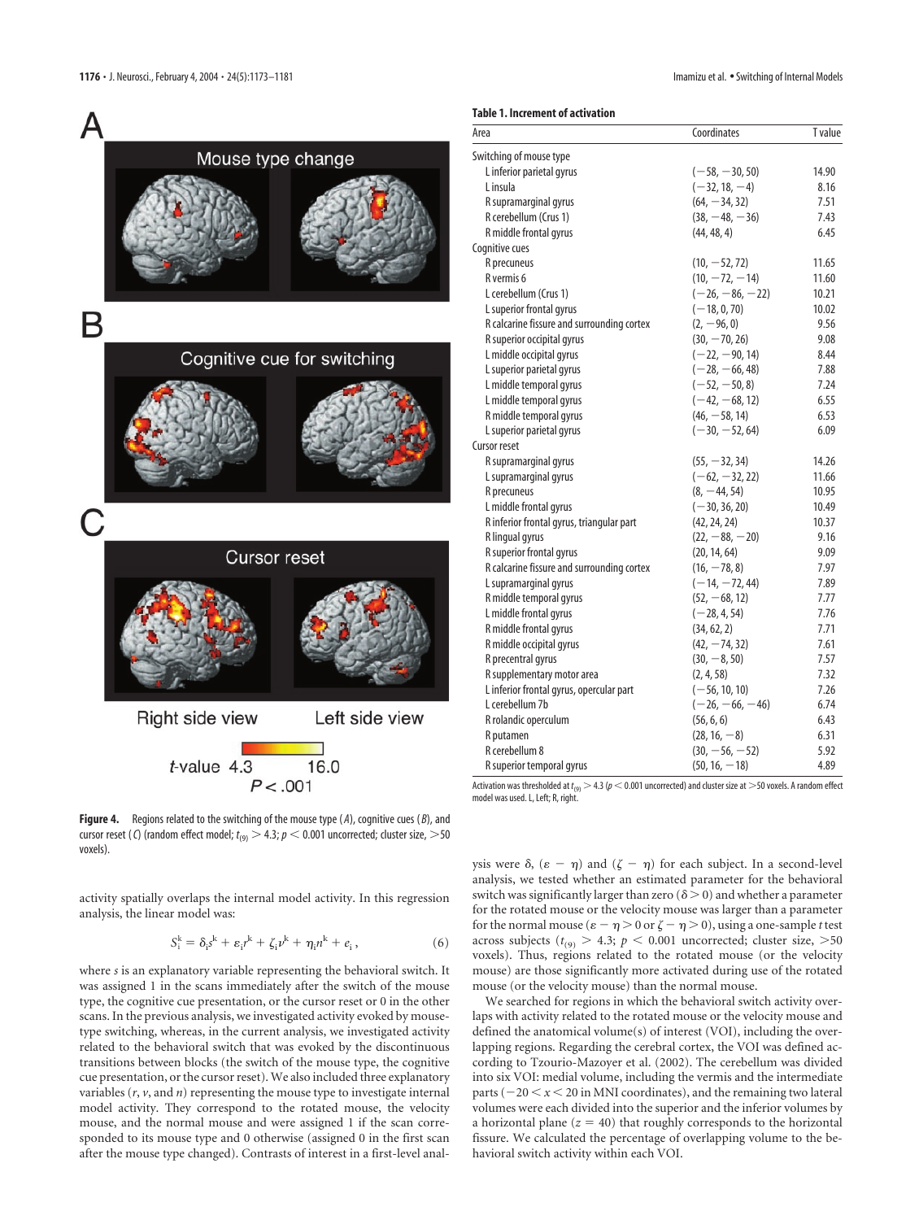**Table 1. Increment of activation**

| Area | Coordinates | T value |
|---|---|---|
| Switching of mouse type | | |
| L inferior parietal gyrus | (−58, −30, 50) | 14.90 |
| L insula | (−32, 18, −4) | 8.16 |
| R supramarginal gyrus | (64, −34, 32) | 7.51 |
| R cerebellum (Crus 1) | (38, −48, −36) | 7.43 |
| R middle frontal gyrus | (44, 48, 4) | 6.45 |
| Cognitive cues | | |
| R precuneus | (10, −52, 72) | 11.65 |
| R vermis 6 | (10, −72, −14) | 11.60 |
| L cerebellum (Crus 1) | (−26, −86, −22) | 10.21 |
| L superior frontal gyrus | (−18, 0, 70) | 10.02 |
| R calcarine fissure and surrounding cortex | (2, −96, 0) | 9.56 |
| R superior occipital gyrus | (30, −70, 26) | 9.08 |
| L middle occipital gyrus | (−22, −90, 14) | 8.44 |
| L superior parietal gyrus | (−28, −66, 48) | 7.88 |
| L middle temporal gyrus | (−52, −50, 8) | 7.24 |
| L middle temporal gyrus | (−42, −68, 12) | 6.55 |
| R middle temporal gyrus | (46, −58, 14) | 6.53 |
| L superior parietal gyrus | (−30, −52, 64) | 6.09 |
| Cursor reset | | |
| R supramarginal gyrus | (55, −32, 34) | 14.26 |
| L supramarginal gyrus | (−62, −32, 22) | 11.66 |
| R precuneus | (8, −44, 54) | 10.95 |
| L middle frontal gyrus | (−30, 36, 20) | 10.49 |
| R inferior frontal gyrus, triangular part | (42, 24, 24) | 10.37 |
| R lingual gyrus | (22, −88, −20) | 9.16 |
| R superior frontal gyrus | (20, 14, 64) | 9.09 |
| R calcarine fissure and surrounding cortex | (16, −78, 8) | 7.97 |
| L supramarginal gyrus | (−14, −72, 44) | 7.89 |
| R middle temporal gyrus | (52, −68, 12) | 7.77 |
| L middle frontal gyrus | (−28, 4, 54) | 7.76 |
| R middle frontal gyrus | (34, 62, 2) | 7.71 |
| R middle occipital gyrus | (42, −74, 32) | 7.61 |
| R precentral gyrus | (30, −8, 50) | 7.57 |
| R supplementary motor area | (2, 4, 58) | 7.32 |
| L inferior frontal gyrus, opercular part | (−56, 10, 10) | 7.26 |
| L cerebellum 7b | (−26, −66, −46) | 6.74 |
| R rolandic operculum | (56, 6, 6) | 6.43 |
| R putamen | (28, 16, −8) | 6.31 |
| R cerebellum 8 | (30, −56, −52) | 5.92 |
| R superior temporal gyrus | (50, 16, −18) | 4.89 |

Activation was thresholded at $t_{(9)} > 4.3$ ($p < 0.001$ uncorrected) and cluster size at >50 voxels. A random effect model was used. L, Left; R, right.

**Figure 4.** Regions related to the switching of the mouse type (*A*), cognitive cues (*B*), and cursor reset (*C*) (random effect model; $t_{(9)} > 4.3$; $p < 0.001$ uncorrected; cluster size, >50 voxels).

activity spatially overlaps the internal model activity. In this regression analysis, the linear model was:

$$S_i^k = \delta_i s^k + \varepsilon_i r^k + \zeta_i \nu^k + \eta_i n^k + e_i, \qquad (6)$$

where *s* is an explanatory variable representing the behavioral switch. It was assigned 1 in the scans immediately after the switch of the mouse type, the cognitive cue presentation, or the cursor reset or 0 in the other scans. In the previous analysis, we investigated activity evoked by mouse-type switching, whereas, in the current analysis, we investigated activity related to the behavioral switch that was evoked by the discontinuous transitions between blocks (the switch of the mouse type, the cognitive cue presentation, or the cursor reset). We also included three explanatory variables ($r$, $v$, and $n$) representing the mouse type to investigate internal model activity. They correspond to the rotated mouse, the velocity mouse, and the normal mouse and were assigned 1 if the scan corresponded to its mouse type and 0 otherwise (assigned 0 in the first scan after the mouse type changed). Contrasts of interest in a first-level analysis were $\delta$, $(\varepsilon - \eta)$ and $(\zeta - \eta)$ for each subject. In a second-level analysis, we tested whether an estimated parameter for the behavioral switch was significantly larger than zero ($\delta > 0$) and whether a parameter for the rotated mouse or the velocity mouse was larger than a parameter for the normal mouse ($\varepsilon - \eta > 0$ or $\zeta - \eta > 0$), using a one-sample *t* test across subjects ($t_{(9)} > 4.3$; $p < 0.001$ uncorrected; cluster size, >50 voxels). Thus, regions related to the rotated mouse (or the velocity mouse) are those significantly more activated during use of the rotated mouse (or the velocity mouse) than the normal mouse.

We searched for regions in which the behavioral switch activity overlaps with activity related to the rotated mouse or the velocity mouse and defined the anatomical volume(s) of interest (VOI), including the overlapping regions. Regarding the cerebral cortex, the VOI was defined according to Tzourio-Mazoyer et al. (2002). The cerebellum was divided into six VOI: medial volume, including the vermis and the intermediate parts ($-20 < x < 20$ in MNI coordinates), and the remaining two lateral volumes were each divided into the superior and the inferior volumes by a horizontal plane ($z = 40$) that roughly corresponds to the horizontal fissure. We calculated the percentage of overlapping volume to the behavioral switch activity within each VOI.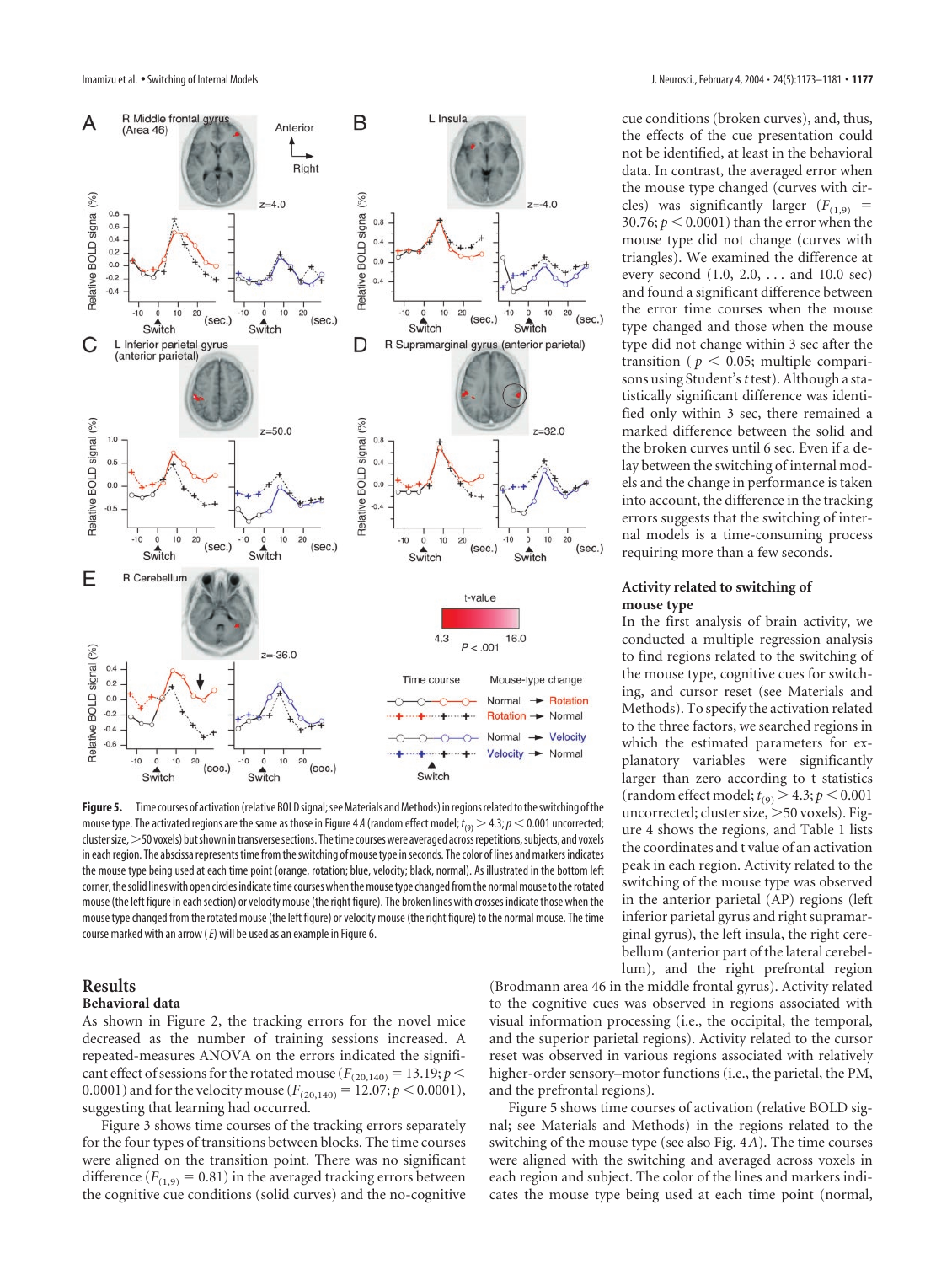cue conditions (broken curves), and, thus, the effects of the cue presentation could not be identified, at least in the behavioral data. In contrast, the averaged error when the mouse type changed (curves with circles) was significantly larger ($F_{(1,9)}$ = 30.76; $p < 0.0001$) than the error when the mouse type did not change (curves with triangles). We examined the difference at every second (1.0, 2.0, . . . and 10.0 sec) and found a significant difference between the error time courses when the mouse type changed and those when the mouse type did not change within 3 sec after the transition ($p < 0.05$; multiple comparisons using Student's *t* test). Although a statistically significant difference was identified only within 3 sec, there remained a marked difference between the solid and the broken curves until 6 sec. Even if a delay between the switching of internal models and the change in performance is taken into account, the difference in the tracking errors suggests that the switching of internal models is a time-consuming process requiring more than a few seconds.

**Figure 5.** Time courses of activation (relative BOLD signal; see Materials and Methods) in regions related to the switching of the mouse type. The activated regions are the same as those in Figure 4*A* (random effect model; $t_{(9)} > 4.3$; $p < 0.001$ uncorrected; cluster size, >50 voxels) but shown in transverse sections. The time courses were averaged across repetitions, subjects, and voxels in each region. The abscissa represents time from the switching of mouse type in seconds. The color of lines and markers indicates the mouse type being used at each time point (orange, rotation; blue, velocity; black, normal). As illustrated in the bottom left corner, the solid lines with open circles indicate time courses when the mouse type changed from the normal mouse to the rotated mouse (the left figure in each section) or velocity mouse (the right figure). The broken lines with crosses indicate those when the mouse type changed from the rotated mouse (the left figure) or velocity mouse (the right figure) to the normal mouse. The time course marked with an arrow (*E*) will be used as an example in Figure 6.

### Activity related to switching of mouse type

In the first analysis of brain activity, we conducted a multiple regression analysis to find regions related to the switching of the mouse type, cognitive cues for switching, and cursor reset (see Materials and Methods). To specify the activation related to the three factors, we searched regions in which the estimated parameters for explanatory variables were significantly larger than zero according to t statistics (random effect model; $t_{(9)} > 4.3$; $p < 0.001$ uncorrected; cluster size, >50 voxels). Figure 4 shows the regions, and Table 1 lists the coordinates and t value of an activation peak in each region. Activity related to the switching of the mouse type was observed in the anterior parietal (AP) regions (left inferior parietal gyrus and right supramarginal gyrus), the left insula, the right cerebellum (anterior part of the lateral cerebellum), and the right prefrontal region (Brodmann area 46 in the middle frontal gyrus). Activity related to the cognitive cues was observed in regions associated with visual information processing (i.e., the occipital, the temporal, and the superior parietal regions). Activity related to the cursor reset was observed in various regions associated with relatively higher-order sensory–motor functions (i.e., the parietal, the PM, and the prefrontal regions).

Figure 5 shows time courses of activation (relative BOLD signal; see Materials and Methods) in the regions related to the switching of the mouse type (see also Fig. 4*A*). The time courses were aligned with the switching and averaged across voxels in each region and subject. The color of the lines and markers indicates the mouse type being used at each time point (normal,

## Results

### Behavioral data

As shown in Figure 2, the tracking errors for the novel mice decreased as the number of training sessions increased. A repeated-measures ANOVA on the errors indicated the significant effect of sessions for the rotated mouse ($F_{(20,140)} = 13.19$; $p < 0.0001$) and for the velocity mouse ($F_{(20,140)} = 12.07$; $p < 0.0001$), suggesting that learning had occurred.

Figure 3 shows time courses of the tracking errors separately for the four types of transitions between blocks. The time courses were aligned on the transition point. There was no significant difference ($F_{(1,9)} = 0.81$) in the averaged tracking errors between the cognitive cue conditions (solid curves) and the no-cognitive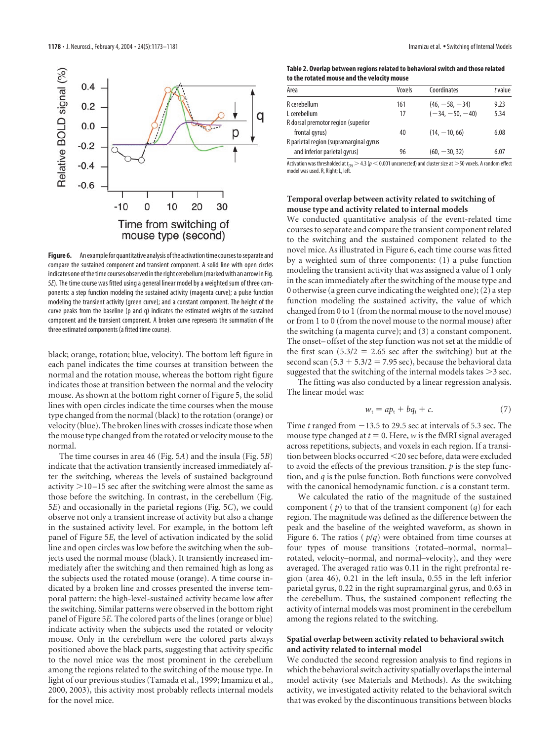**Figure 6.** An example for quantitative analysis of the activation time courses to separate and compare the sustained component and transient component. A solid line with open circles indicates one of the time courses observed in the right cerebellum (marked with an arrow in Fig. 5*E*). The time course was fitted using a general linear model by a weighted sum of three components: a step function modeling the sustained activity (magenta curve); a pulse function modeling the transient activity (green curve); and a constant component. The height of the curve peaks from the baseline (p and q) indicates the estimated weights of the sustained component and the transient component. A broken curve represents the summation of the three estimated components (a fitted time course).

black; orange, rotation; blue, velocity). The bottom left figure in each panel indicates the time courses at transition between the normal and the rotation mouse, whereas the bottom right figure indicates those at transition between the normal and the velocity mouse. As shown at the bottom right corner of Figure 5, the solid lines with open circles indicate the time courses when the mouse type changed from the normal (black) to the rotation (orange) or velocity (blue). The broken lines with crosses indicate those when the mouse type changed from the rotated or velocity mouse to the normal.

The time courses in area 46 (Fig. 5*A*) and the insula (Fig. 5*B*) indicate that the activation transiently increased immediately after the switching, whereas the levels of sustained background activity >10–15 sec after the switching were almost the same as those before the switching. In contrast, in the cerebellum (Fig. 5*E*) and occasionally in the parietal regions (Fig. 5*C*), we could observe not only a transient increase of activity but also a change in the sustained activity level. For example, in the bottom left panel of Figure 5*E*, the level of activation indicated by the solid line and open circles was low before the switching when the subjects used the normal mouse (black). It transiently increased immediately after the switching and then remained high as long as the subjects used the rotated mouse (orange). A time course indicated by a broken line and crosses presented the inverse temporal pattern: the high-level-sustained activity became low after the switching. Similar patterns were observed in the bottom right panel of Figure 5*E*. The colored parts of the lines (orange or blue) indicate activity when the subjects used the rotated or velocity mouse. Only in the cerebellum were the colored parts always positioned above the black parts, suggesting that activity specific to the novel mice was the most prominent in the cerebellum among the regions related to the switching of the mouse type. In light of our previous studies (Tamada et al., 1999; Imamizu et al., 2000, 2003), this activity most probably reflects internal models for the novel mice.

**Table 2. Overlap between regions related to behavioral switch and those related to the rotated mouse and the velocity mouse**

| Area | Voxels | Coordinates | *t* value |
|---|---|---|---|
| R cerebellum | 161 | (46, −58, −34) | 9.23 |
| L cerebellum | 17 | (−34, −50, −40) | 5.34 |
| R dorsal premotor region (superior frontal gyrus) | 40 | (14, −10, 66) | 6.08 |
| R parietal region (supramarginal gyrus and inferior parietal gyrus) | 96 | (60, −30, 32) | 6.07 |

Activation was thresholded at $t_{(9)} > 4.3$ ($p < 0.001$ uncorrected) and cluster size at >50 voxels. A random effect model was used. R, Right; L, left.

### Temporal overlap between activity related to switching of mouse type and activity related to internal models

We conducted quantitative analysis of the event-related time courses to separate and compare the transient component related to the switching and the sustained component related to the novel mice. As illustrated in Figure 6, each time course was fitted by a weighted sum of three components: (1) a pulse function modeling the transient activity that was assigned a value of 1 only in the scan immediately after the switching of the mouse type and 0 otherwise (a green curve indicating the weighted one); (2) a step function modeling the sustained activity, the value of which changed from 0 to 1 (from the normal mouse to the novel mouse) or from 1 to 0 (from the novel mouse to the normal mouse) after the switching (a magenta curve); and (3) a constant component. The onset–offset of the step function was not set at the middle of the first scan ($5.3/2 = 2.65$ sec after the switching) but at the second scan ($5.3 + 5.3/2 = 7.95$ sec), because the behavioral data suggested that the switching of the internal models takes >3 sec.

The fitting was also conducted by a linear regression analysis. The linear model was:

$$w_t = ap_t + bq_t + c. \tag{7}$$

Time $t$ ranged from −13.5 to 29.5 sec at intervals of 5.3 sec. The mouse type changed at $t = 0$. Here, $w$ is the fMRI signal averaged across repetitions, subjects, and voxels in each region. If a transition between blocks occurred <20 sec before, data were excluded to avoid the effects of the previous transition. $p$ is the step function, and $q$ is the pulse function. Both functions were convolved with the canonical hemodynamic function. $c$ is a constant term.

We calculated the ratio of the magnitude of the sustained component ($p$) to that of the transient component ($q$) for each region. The magnitude was defined as the difference between the peak and the baseline of the weighted waveform, as shown in Figure 6. The ratios ($p/q$) were obtained from time courses at four types of mouse transitions (rotated–normal, normal–rotated, velocity–normal, and normal–velocity), and they were averaged. The averaged ratio was 0.11 in the right prefrontal region (area 46), 0.21 in the left insula, 0.55 in the left inferior parietal gyrus, 0.22 in the right supramarginal gyrus, and 0.63 in the cerebellum. Thus, the sustained component reflecting the activity of internal models was most prominent in the cerebellum among the regions related to the switching.

### Spatial overlap between activity related to behavioral switch and activity related to internal model

We conducted the second regression analysis to find regions in which the behavioral switch activity spatially overlaps the internal model activity (see Materials and Methods). As the switching activity, we investigated activity related to the behavioral switch that was evoked by the discontinuous transitions between blocks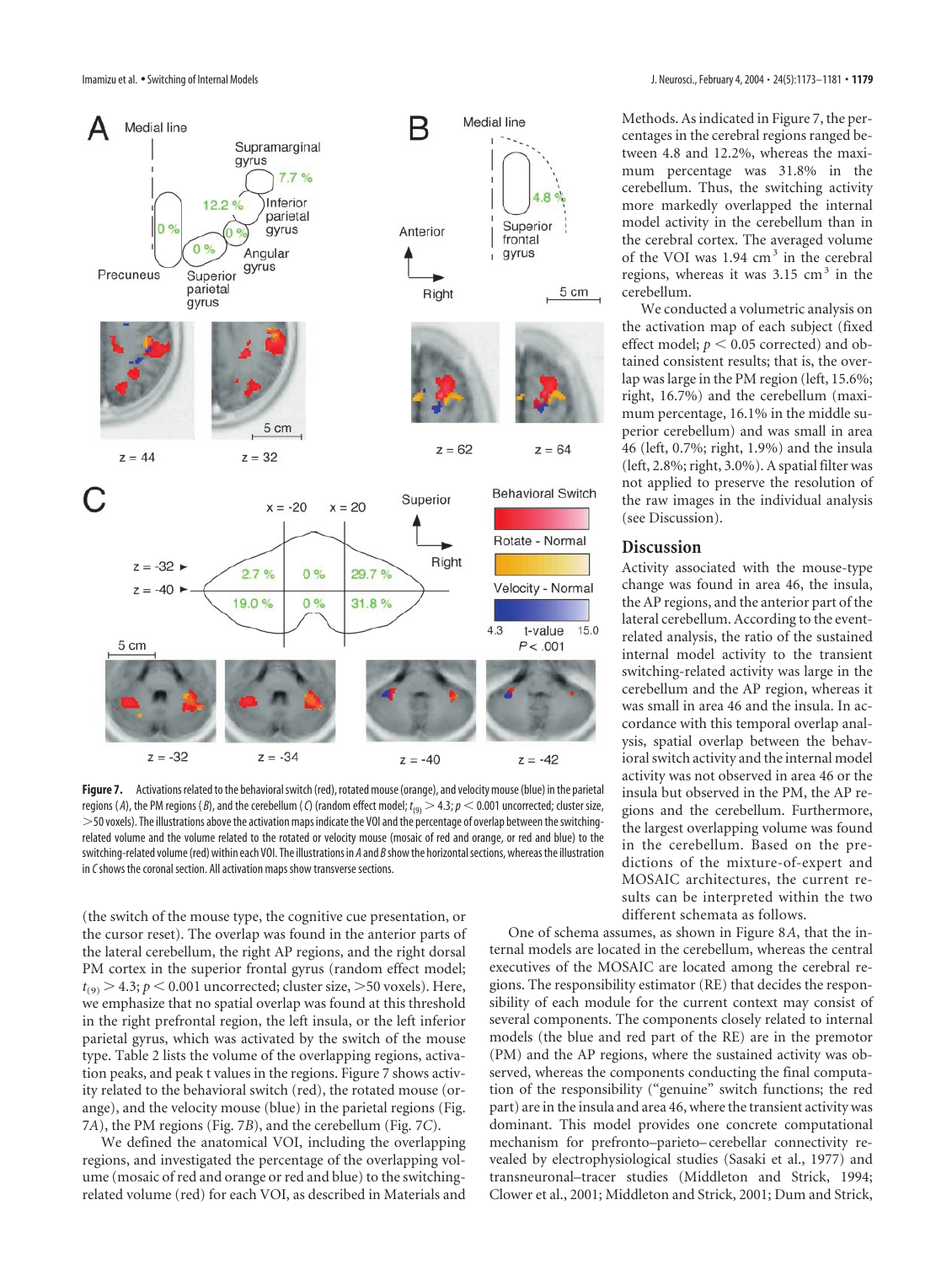(the switch of the mouse type, the cognitive cue presentation, or the cursor reset). The overlap was found in the anterior parts of the lateral cerebellum, the right AP regions, and the right dorsal PM cortex in the superior frontal gyrus (random effect model; $t_{(9)} > 4.3$; $p < 0.001$ uncorrected; cluster size, >50 voxels). Here, we emphasize that no spatial overlap was found at this threshold in the right prefrontal region, the left insula, or the left inferior parietal gyrus, which was activated by the switch of the mouse type. Table 2 lists the volume of the overlapping regions, activation peaks, and peak t values in the regions. Figure 7 shows activity related to the behavioral switch (red), the rotated mouse (orange), and the velocity mouse (blue) in the parietal regions (Fig. 7*A*), the PM regions (Fig. 7*B*), and the cerebellum (Fig. 7*C*).

We defined the anatomical VOI, including the overlapping regions, and investigated the percentage of the overlapping volume (mosaic of red and orange or red and blue) to the switching-related volume (red) for each VOI, as described in Materials and Methods. As indicated in Figure 7, the percentages in the cerebral regions ranged between 4.8 and 12.2%, whereas the maximum percentage was 31.8% in the cerebellum. Thus, the switching activity more markedly overlapped the internal model activity in the cerebellum than in the cerebral cortex. The averaged volume of the VOI was 1.94 $cm^3$ in the cerebral regions, whereas it was 3.15 $cm^3$ in the cerebellum.

We conducted a volumetric analysis on the activation map of each subject (fixed effect model; $p < 0.05$ corrected) and obtained consistent results; that is, the overlap was large in the PM region (left, 15.6%; right, 16.7%) and the cerebellum (maximum percentage, 16.1% in the middle superior cerebellum) and was small in area 46 (left, 0.7%; right, 1.9%) and the insula (left, 2.8%; right, 3.0%). A spatial filter was not applied to preserve the resolution of the raw images in the individual analysis (see Discussion).

**Figure 7.** Activations related to the behavioral switch (red), rotated mouse (orange), and velocity mouse (blue) in the parietal regions (*A*), the PM regions (*B*), and the cerebellum (*C*) (random effect model; $t_{(9)} > 4.3$; $p < 0.001$ uncorrected; cluster size, >50 voxels). The illustrations above the activation maps indicate the VOI and the percentage of overlap between the switching-related volume and the volume related to the rotated or velocity mouse (mosaic of red and orange, or red and blue) to the switching-related volume (red) within each VOI. The illustrations in *A* and *B* show the horizontal sections, whereas the illustration in *C* shows the coronal section. All activation maps show transverse sections.

## Discussion

Activity associated with the mouse-type change was found in area 46, the insula, the AP regions, and the anterior part of the lateral cerebellum. According to the event-related analysis, the ratio of the sustained internal model activity to the transient switching-related activity was large in the cerebellum and the AP region, whereas it was small in area 46 and the insula. In accordance with this temporal overlap analysis, spatial overlap between the behavioral switch activity and the internal model activity was not observed in area 46 or the insula but observed in the PM, the AP regions and the cerebellum. Furthermore, the largest overlapping volume was found in the cerebellum. Based on the predictions of the mixture-of-expert and MOSAIC architectures, the current results can be interpreted within the two different schemata as follows.

One of schema assumes, as shown in Figure 8*A*, that the internal models are located in the cerebellum, whereas the central executives of the MOSAIC are located among the cerebral regions. The responsibility estimator (RE) that decides the responsibility of each module for the current context may consist of several components. The components closely related to internal models (the blue and red part of the RE) are in the premotor (PM) and the AP regions, where the sustained activity was observed, whereas the components conducting the final computation of the responsibility ("genuine" switch functions; the red part) are in the insula and area 46, where the transient activity was dominant. This model provides one concrete computational mechanism for prefronto–parieto–cerebellar connectivity revealed by electrophysiological studies (Sasaki et al., 1977) and transneuronal–tracer studies (Middleton and Strick, 1994; Clower et al., 2001; Middleton and Strick, 2001; Dum and Strick,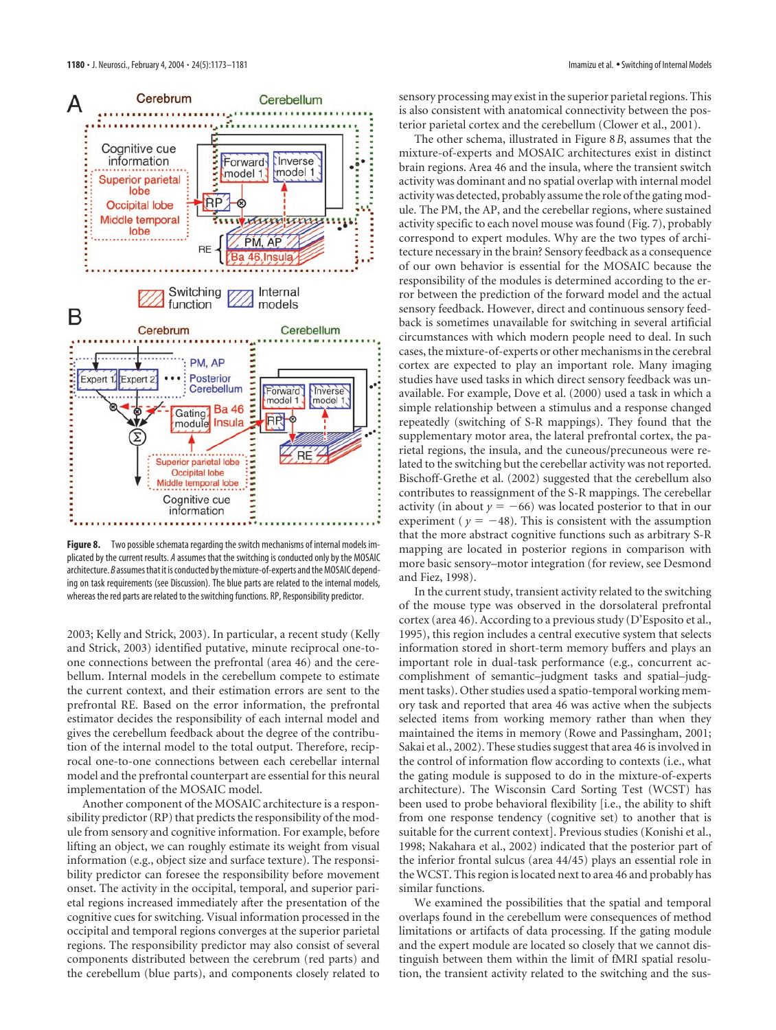**Figure 8.** Two possible schemata regarding the switch mechanisms of internal models implicated by the current results. *A* assumes that the switching is conducted only by the MOSAIC architecture. *B* assumes that it is conducted by the mixture-of-experts and the MOSAIC depending on task requirements (see Discussion). The blue parts are related to the internal models, whereas the red parts are related to the switching functions. RP, Responsibility predictor.

2003; Kelly and Strick, 2003). In particular, a recent study (Kelly and Strick, 2003) identified putative, minute reciprocal one-to-one connections between the prefrontal (area 46) and the cerebellum. Internal models in the cerebellum compete to estimate the current context, and their estimation errors are sent to the prefrontal RE. Based on the error information, the prefrontal estimator decides the responsibility of each internal model and gives the cerebellum feedback about the degree of the contribution of the internal model to the total output. Therefore, reciprocal one-to-one connections between each cerebellar internal model and the prefrontal counterpart are essential for this neural implementation of the MOSAIC model.

Another component of the MOSAIC architecture is a responsibility predictor (RP) that predicts the responsibility of the module from sensory and cognitive information. For example, before lifting an object, we can roughly estimate its weight from visual information (e.g., object size and surface texture). The responsibility predictor can foresee the responsibility before movement onset. The activity in the occipital, temporal, and superior parietal regions increased immediately after the presentation of the cognitive cues for switching. Visual information processed in the occipital and temporal regions converges at the superior parietal regions. The responsibility predictor may also consist of several components distributed between the cerebrum (red parts) and the cerebellum (blue parts), and components closely related to sensory processing may exist in the superior parietal regions. This is also consistent with anatomical connectivity between the posterior parietal cortex and the cerebellum (Clower et al., 2001).

The other schema, illustrated in Figure 8*B*, assumes that the mixture-of-experts and MOSAIC architectures exist in distinct brain regions. Area 46 and the insula, where the transient switch activity was dominant and no spatial overlap with internal model activity was detected, probably assume the role of the gating module. The PM, the AP, and the cerebellar regions, where sustained activity specific to each novel mouse was found (Fig. 7), probably correspond to expert modules. Why are the two types of architecture necessary in the brain? Sensory feedback as a consequence of our own behavior is essential for the MOSAIC because the responsibility of the modules is determined according to the error between the prediction of the forward model and the actual sensory feedback. However, direct and continuous sensory feedback is sometimes unavailable for switching in several artificial circumstances with which modern people need to deal. In such cases, the mixture-of-experts or other mechanisms in the cerebral cortex are expected to play an important role. Many imaging studies have used tasks in which direct sensory feedback was unavailable. For example, Dove et al. (2000) used a task in which a simple relationship between a stimulus and a response changed repeatedly (switching of S-R mappings). They found that the supplementary motor area, the lateral prefrontal cortex, the parietal regions, the insula, and the cuneous/precuneous were related to the switching but the cerebellar activity was not reported. Bischoff-Grethe et al. (2002) suggested that the cerebellum also contributes to reassignment of the S-R mappings. The cerebellar activity (in about $y = -66$) was located posterior to that in our experiment ($y = -48$). This is consistent with the assumption that the more abstract cognitive functions such as arbitrary S-R mapping are located in posterior regions in comparison with more basic sensory–motor integration (for review, see Desmond and Fiez, 1998).

In the current study, transient activity related to the switching of the mouse type was observed in the dorsolateral prefrontal cortex (area 46). According to a previous study (D'Esposito et al., 1995), this region includes a central executive system that selects information stored in short-term memory buffers and plays an important role in dual-task performance (e.g., concurrent accomplishment of semantic–judgment tasks and spatial–judgment tasks). Other studies used a spatio-temporal working memory task and reported that area 46 was active when the subjects selected items from working memory rather than when they maintained the items in memory (Rowe and Passingham, 2001; Sakai et al., 2002). These studies suggest that area 46 is involved in the control of information flow according to contexts (i.e., what the gating module is supposed to do in the mixture-of-experts architecture). The Wisconsin Card Sorting Test (WCST) has been used to probe behavioral flexibility [i.e., the ability to shift from one response tendency (cognitive set) to another that is suitable for the current context]. Previous studies (Konishi et al., 1998; Nakahara et al., 2002) indicated that the posterior part of the inferior frontal sulcus (area 44/45) plays an essential role in the WCST. This region is located next to area 46 and probably has similar functions.

We examined the possibilities that the spatial and temporal overlaps found in the cerebellum were consequences of method limitations or artifacts of data processing. If the gating module and the expert module are located so closely that we cannot distinguish between them within the limit of fMRI spatial resolution, the transient activity related to the switching and the sus-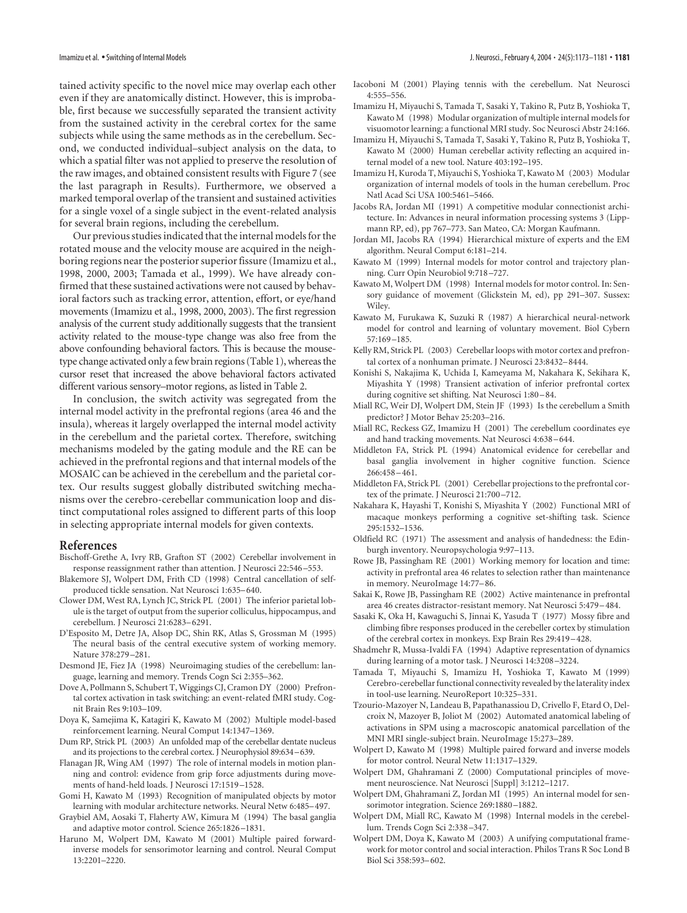tained activity specific to the novel mice may overlap each other even if they are anatomically distinct. However, this is improbable, first because we successfully separated the transient activity from the sustained activity in the cerebral cortex for the same subjects while using the same methods as in the cerebellum. Second, we conducted individual–subject analysis on the data, to which a spatial filter was not applied to preserve the resolution of the raw images, and obtained consistent results with Figure 7 (see the last paragraph in Results). Furthermore, we observed a marked temporal overlap of the transient and sustained activities for a single voxel of a single subject in the event-related analysis for several brain regions, including the cerebellum.

Our previous studies indicated that the internal models for the rotated mouse and the velocity mouse are acquired in the neighboring regions near the posterior superior fissure (Imamizu et al., 1998, 2000, 2003; Tamada et al., 1999). We have already confirmed that these sustained activations were not caused by behavioral factors such as tracking error, attention, effort, or eye/hand movements (Imamizu et al., 1998, 2000, 2003). The first regression analysis of the current study additionally suggests that the transient activity related to the mouse-type change was also free from the above confounding behavioral factors. This is because the mouse-type change activated only a few brain regions (Table 1), whereas the cursor reset that increased the above behavioral factors activated different various sensory–motor regions, as listed in Table 2.

In conclusion, the switch activity was segregated from the internal model activity in the prefrontal regions (area 46 and the insula), whereas it largely overlapped the internal model activity in the cerebellum and the parietal cortex. Therefore, switching mechanisms modeled by the gating module and the RE can be achieved in the prefrontal regions and that internal models of the MOSAIC can be achieved in the cerebellum and the parietal cortex. Our results suggest globally distributed switching mechanisms over the cerebro-cerebellar communication loop and distinct computational roles assigned to different parts of this loop in selecting appropriate internal models for given contexts.

## References

Bischoff-Grethe A, Ivry RB, Grafton ST (2002) Cerebellar involvement in response reassignment rather than attention. J Neurosci 22:546–553.

Blakemore SJ, Wolpert DM, Frith CD (1998) Central cancellation of self-produced tickle sensation. Nat Neurosci 1:635–640.

Clower DM, West RA, Lynch JC, Strick PL (2001) The inferior parietal lobule is the target of output from the superior colliculus, hippocampus, and cerebellum. J Neurosci 21:6283–6291.

D'Esposito M, Detre JA, Alsop DC, Shin RK, Atlas S, Grossman M (1995) The neural basis of the central executive system of working memory. Nature 378:279–281.

Desmond JE, Fiez JA (1998) Neuroimaging studies of the cerebellum: language, learning and memory. Trends Cogn Sci 2:355–362.

Dove A, Pollmann S, Schubert T, Wiggins CJ, Cramon DY (2000) Prefrontal cortex activation in task switching: an event-related fMRI study. Cognit Brain Res 9:103–109.

Doya K, Samejima K, Katagiri K, Kawato M (2002) Multiple model-based reinforcement learning. Neural Comput 14:1347–1369.

Dum RP, Strick PL (2003) An unfolded map of the cerebellar dentate nucleus and its projections to the cerebral cortex. J Neurophysiol 89:634–639.

Flanagan JR, Wing AM (1997) The role of internal models in motion planning and control: evidence from grip force adjustments during movements of hand-held loads. J Neurosci 17:1519–1528.

Gomi H, Kawato M (1993) Recognition of manipulated objects by motor learning with modular architecture networks. Neural Netw 6:485–497.

Graybiel AM, Aosaki T, Flaherty AW, Kimura M (1994) The basal ganglia and adaptive motor control. Science 265:1826–1831.

Haruno M, Wolpert DM, Kawato M (2001) Multiple paired forward-inverse models for sensorimotor learning and control. Neural Comput 13:2201–2220.

Iacoboni M (2001) Playing tennis with the cerebellum. Nat Neurosci 4:555–556.

Imamizu H, Miyauchi S, Tamada T, Sasaki Y, Takino R, Putz B, Yoshioka T, Kawato M (1998) Modular organization of multiple internal models for visuomotor learning: a functional MRI study. Soc Neurosci Abstr 24:166.

Imamizu H, Miyauchi S, Tamada T, Sasaki Y, Takino R, Putz B, Yoshioka T, Kawato M (2000) Human cerebellar activity reflecting an acquired internal model of a new tool. Nature 403:192–195.

Imamizu H, Kuroda T, Miyauchi S, Yoshioka T, Kawato M (2003) Modular organization of internal models of tools in the human cerebellum. Proc Natl Acad Sci USA 100:5461–5466.

Jacobs RA, Jordan MI (1991) A competitive modular connectionist architecture. In: Advances in neural information processing systems 3 (Lippmann RP, ed), pp 767–773. San Mateo, CA: Morgan Kaufmann.

Jordan MI, Jacobs RA (1994) Hierarchical mixture of experts and the EM algorithm. Neural Comput 6:181–214.

Kawato M (1999) Internal models for motor control and trajectory planning. Curr Opin Neurobiol 9:718–727.

Kawato M, Wolpert DM (1998) Internal models for motor control. In: Sensory guidance of movement (Glickstein M, ed), pp 291–307. Sussex: Wiley.

Kawato M, Furukawa K, Suzuki R (1987) A hierarchical neural-network model for control and learning of voluntary movement. Biol Cybern 57:169–185.

Kelly RM, Strick PL (2003) Cerebellar loops with motor cortex and prefrontal cortex of a nonhuman primate. J Neurosci 23:8432–8444.

Konishi S, Nakajima K, Uchida I, Kameyama M, Nakahara K, Sekihara K, Miyashita Y (1998) Transient activation of inferior prefrontal cortex during cognitive set shifting. Nat Neurosci 1:80–84.

Miall RC, Weir DJ, Wolpert DM, Stein JF (1993) Is the cerebellum a Smith predictor? J Motor Behav 25:203–216.

Miall RC, Reckess GZ, Imamizu H (2001) The cerebellum coordinates eye and hand tracking movements. Nat Neurosci 4:638–644.

Middleton FA, Strick PL (1994) Anatomical evidence for cerebellar and basal ganglia involvement in higher cognitive function. Science 266:458–461.

Middleton FA, Strick PL (2001) Cerebellar projections to the prefrontal cortex of the primate. J Neurosci 21:700–712.

Nakahara K, Hayashi T, Konishi S, Miyashita Y (2002) Functional MRI of macaque monkeys performing a cognitive set-shifting task. Science 295:1532–1536.

Oldfield RC (1971) The assessment and analysis of handedness: the Edinburgh inventory. Neuropsychologia 9:97–113.

Rowe JB, Passingham RE (2001) Working memory for location and time: activity in prefrontal area 46 relates to selection rather than maintenance in memory. NeuroImage 14:77–86.

Sakai K, Rowe JB, Passingham RE (2002) Active maintenance in prefrontal area 46 creates distractor-resistant memory. Nat Neurosci 5:479–484.

Sasaki K, Oka H, Kawaguchi S, Jinnai K, Yasuda T (1977) Mossy fibre and climbing fibre responses produced in the cerebeller cortex by stimulation of the cerebral cortex in monkeys. Exp Brain Res 29:419–428.

Shadmehr R, Mussa-Ivaldi FA (1994) Adaptive representation of dynamics during learning of a motor task. J Neurosci 14:3208–3224.

Tamada T, Miyauchi S, Imamizu H, Yoshioka T, Kawato M (1999) Cerebro-cerebellar functional connectivity revealed by the laterality index in tool-use learning. NeuroReport 10:325–331.

Tzourio-Mazoyer N, Landeau B, Papathanassiou D, Crivello F, Etard O, Delcroix N, Mazoyer B, Joliot M (2002) Automated anatomical labeling of activations in SPM using a macroscopic anatomical parcellation of the MNI MRI single-subject brain. NeuroImage 15:273–289.

Wolpert D, Kawato M (1998) Multiple paired forward and inverse models for motor control. Neural Netw 11:1317–1329.

Wolpert DM, Ghahramani Z (2000) Computational principles of movement neuroscience. Nat Neurosci [Suppl] 3:1212–1217.

Wolpert DM, Ghahramani Z, Jordan MI (1995) An internal model for sensorimotor integration. Science 269:1880–1882.

Wolpert DM, Miall RC, Kawato M (1998) Internal models in the cerebellum. Trends Cogn Sci 2:338–347.

Wolpert DM, Doya K, Kawato M (2003) A unifying computational framework for motor control and social interaction. Philos Trans R Soc Lond B Biol Sci 358:593–602.